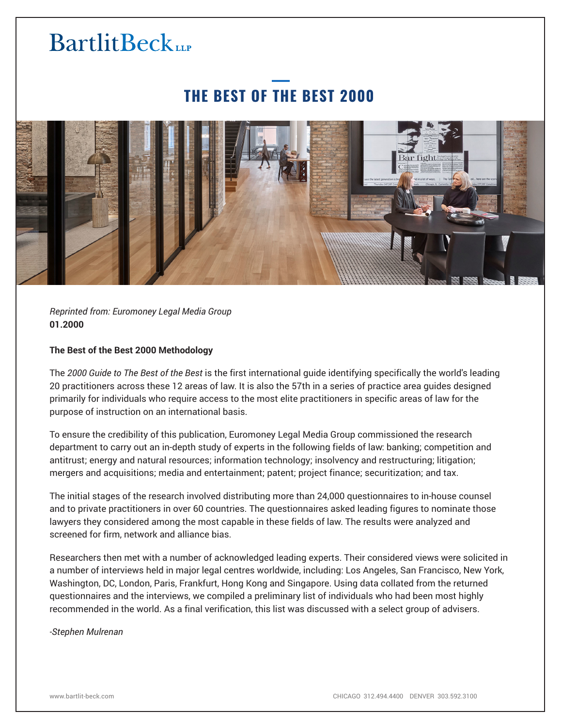BartlitBeck LLP

# THE BEST OF THE BEST 2000

*Reprinted from: Euromoney Legal Media Group*
**01.2000**

**The Best of the Best 2000 Methodology**

The *2000 Guide to The Best of the Best* is the first international guide identifying specifically the world's leading 20 practitioners across these 12 areas of law. It is also the 57th in a series of practice area guides designed primarily for individuals who require access to the most elite practitioners in specific areas of law for the purpose of instruction on an international basis.

To ensure the credibility of this publication, Euromoney Legal Media Group commissioned the research department to carry out an in-depth study of experts in the following fields of law: banking; competition and antitrust; energy and natural resources; information technology; insolvency and restructuring; litigation; mergers and acquisitions; media and entertainment; patent; project finance; securitization; and tax.

The initial stages of the research involved distributing more than 24,000 questionnaires to in-house counsel and to private practitioners in over 60 countries. The questionnaires asked leading figures to nominate those lawyers they considered among the most capable in these fields of law. The results were analyzed and screened for firm, network and alliance bias.

Researchers then met with a number of acknowledged leading experts. Their considered views were solicited in a number of interviews held in major legal centres worldwide, including: Los Angeles, San Francisco, New York, Washington, DC, London, Paris, Frankfurt, Hong Kong and Singapore. Using data collated from the returned questionnaires and the interviews, we compiled a preliminary list of individuals who had been most highly recommended in the world. As a final verification, this list was discussed with a select group of advisers.

*-Stephen Mulrenan*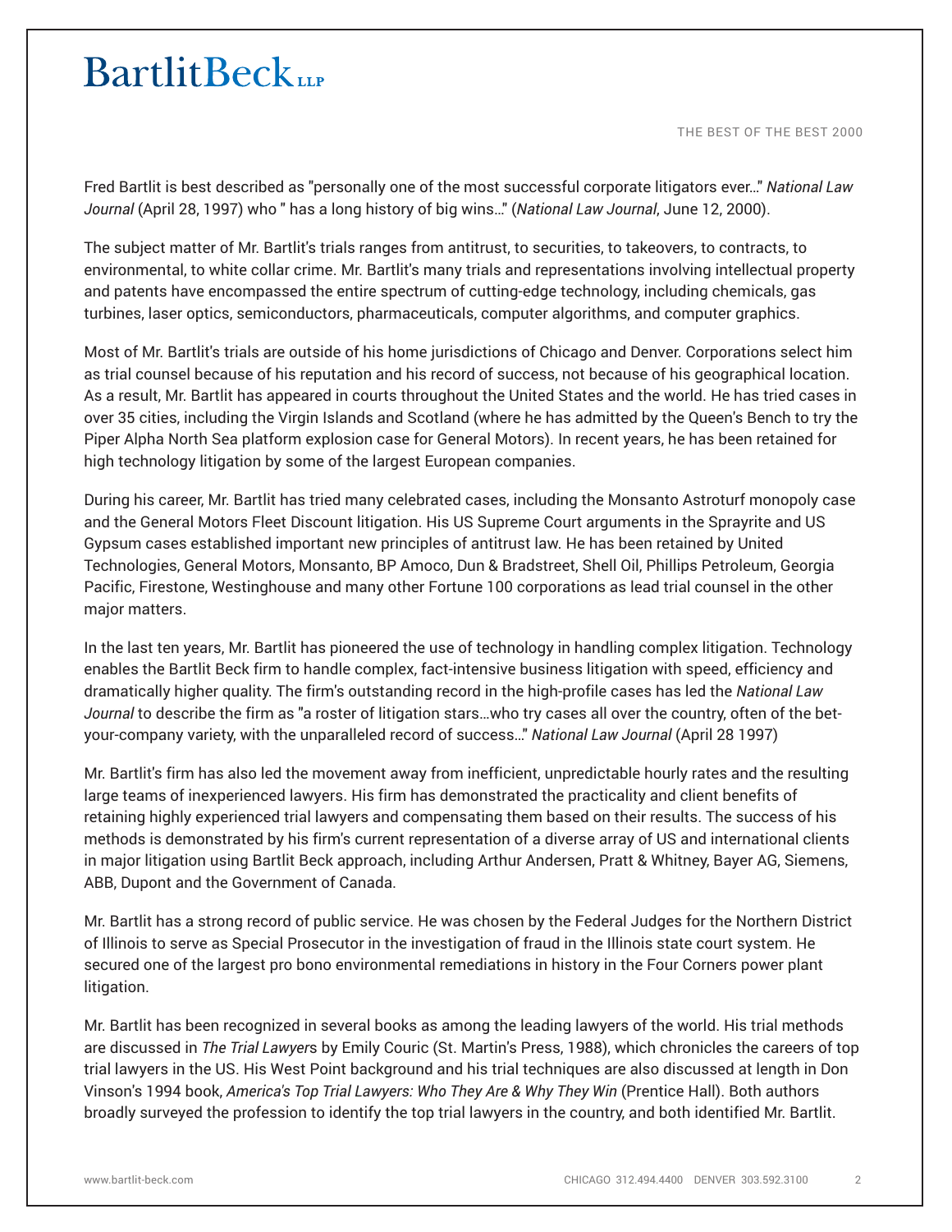Fred Bartlit is best described as "personally one of the most successful corporate litigators ever..." *National Law Journal* (April 28, 1997) who " has a long history of big wins..." (*National Law Journal*, June 12, 2000).

The subject matter of Mr. Bartlit's trials ranges from antitrust, to securities, to takeovers, to contracts, to environmental, to white collar crime. Mr. Bartlit's many trials and representations involving intellectual property and patents have encompassed the entire spectrum of cutting-edge technology, including chemicals, gas turbines, laser optics, semiconductors, pharmaceuticals, computer algorithms, and computer graphics.

Most of Mr. Bartlit's trials are outside of his home jurisdictions of Chicago and Denver. Corporations select him as trial counsel because of his reputation and his record of success, not because of his geographical location. As a result, Mr. Bartlit has appeared in courts throughout the United States and the world. He has tried cases in over 35 cities, including the Virgin Islands and Scotland (where he has admitted by the Queen's Bench to try the Piper Alpha North Sea platform explosion case for General Motors). In recent years, he has been retained for high technology litigation by some of the largest European companies.

During his career, Mr. Bartlit has tried many celebrated cases, including the Monsanto Astroturf monopoly case and the General Motors Fleet Discount litigation. His US Supreme Court arguments in the Sprayrite and US Gypsum cases established important new principles of antitrust law. He has been retained by United Technologies, General Motors, Monsanto, BP Amoco, Dun & Bradstreet, Shell Oil, Phillips Petroleum, Georgia Pacific, Firestone, Westinghouse and many other Fortune 100 corporations as lead trial counsel in the other major matters.

In the last ten years, Mr. Bartlit has pioneered the use of technology in handling complex litigation. Technology enables the Bartlit Beck firm to handle complex, fact-intensive business litigation with speed, efficiency and dramatically higher quality. The firm's outstanding record in the high-profile cases has led the *National Law Journal* to describe the firm as "a roster of litigation stars...who try cases all over the country, often of the bet-your-company variety, with the unparalleled record of success..." *National Law Journal* (April 28 1997)

Mr. Bartlit's firm has also led the movement away from inefficient, unpredictable hourly rates and the resulting large teams of inexperienced lawyers. His firm has demonstrated the practicality and client benefits of retaining highly experienced trial lawyers and compensating them based on their results. The success of his methods is demonstrated by his firm's current representation of a diverse array of US and international clients in major litigation using Bartlit Beck approach, including Arthur Andersen, Pratt & Whitney, Bayer AG, Siemens, ABB, Dupont and the Government of Canada.

Mr. Bartlit has a strong record of public service. He was chosen by the Federal Judges for the Northern District of Illinois to serve as Special Prosecutor in the investigation of fraud in the Illinois state court system. He secured one of the largest pro bono environmental remediations in history in the Four Corners power plant litigation.

Mr. Bartlit has been recognized in several books as among the leading lawyers of the world. His trial methods are discussed in *The Trial Lawyers* by Emily Couric (St. Martin's Press, 1988), which chronicles the careers of top trial lawyers in the US. His West Point background and his trial techniques are also discussed at length in Don Vinson's 1994 book, *America's Top Trial Lawyers: Who They Are & Why They Win* (Prentice Hall). Both authors broadly surveyed the profession to identify the top trial lawyers in the country, and both identified Mr. Bartlit.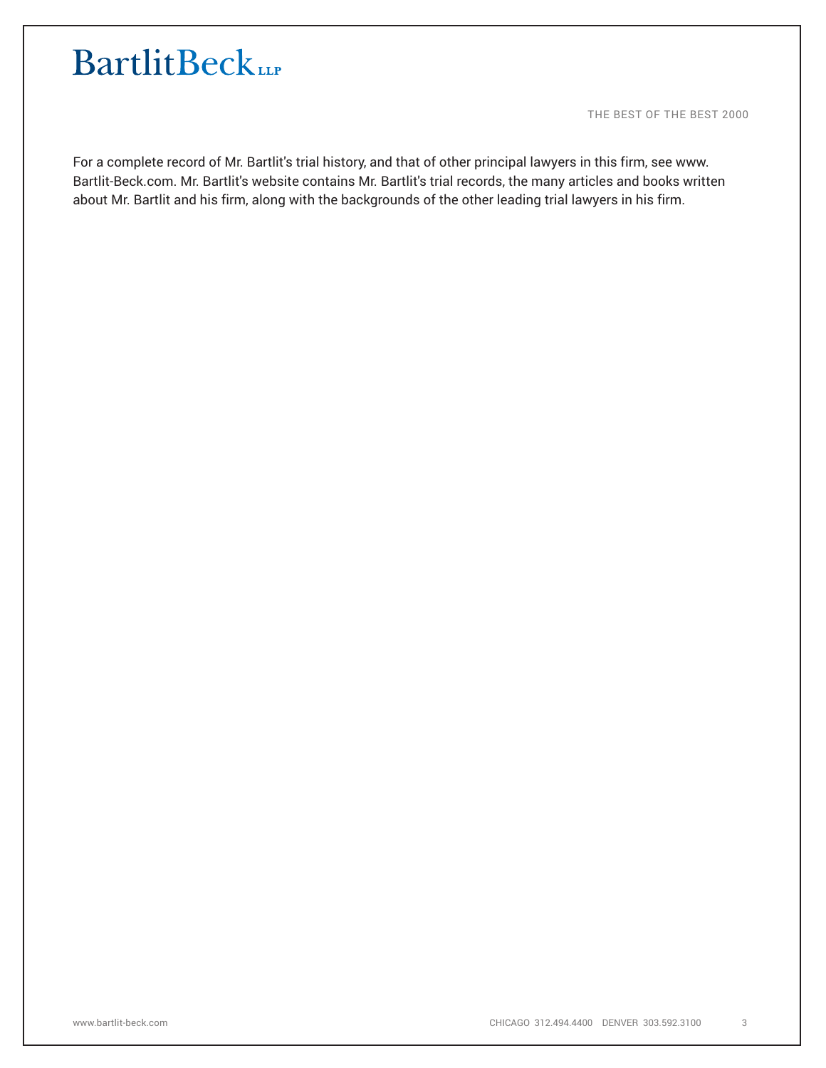For a complete record of Mr. Bartlit's trial history, and that of other principal lawyers in this firm, see www. Bartlit-Beck.com. Mr. Bartlit's website contains Mr. Bartlit's trial records, the many articles and books written about Mr. Bartlit and his firm, along with the backgrounds of the other leading trial lawyers in his firm.